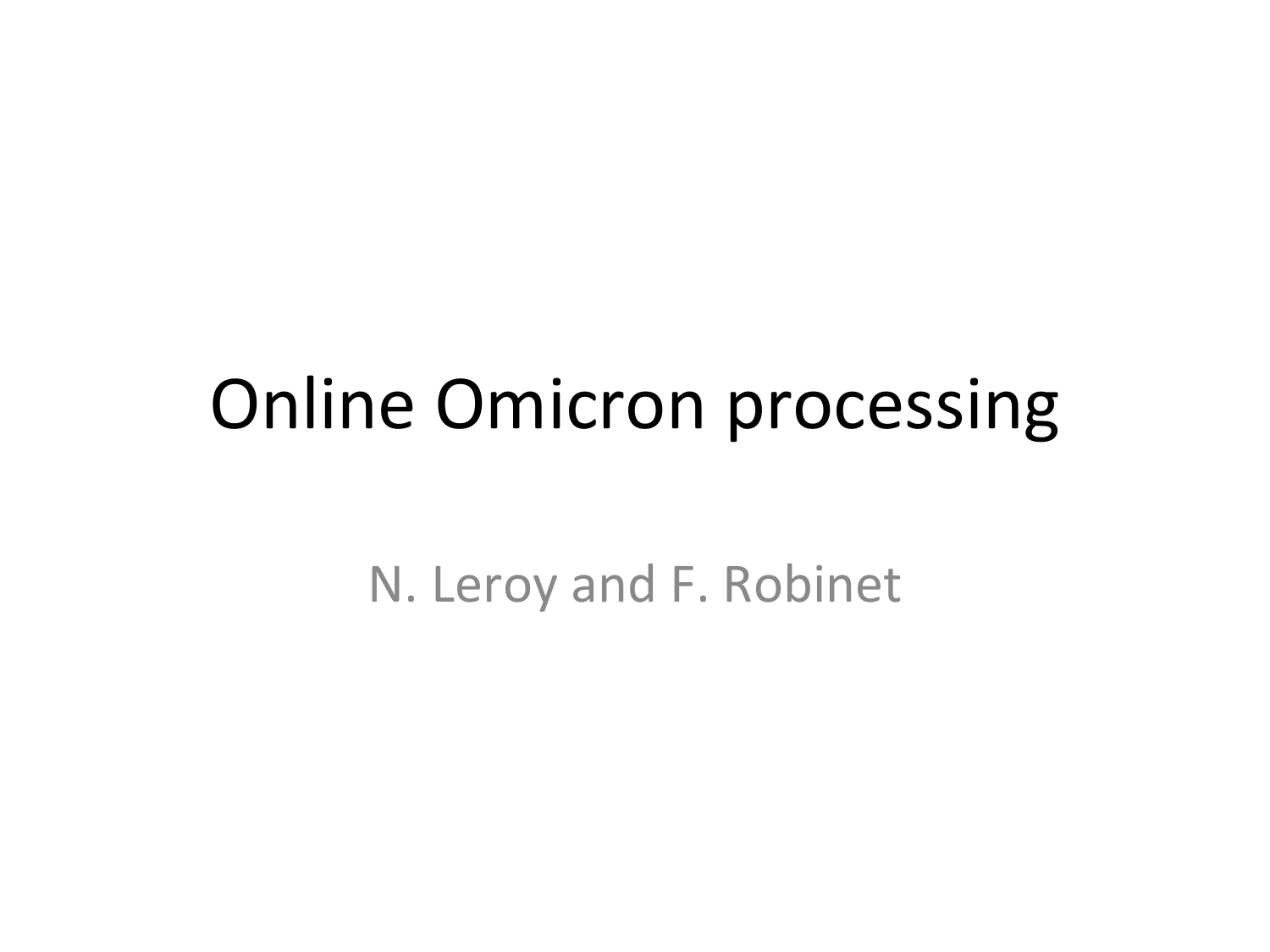# Online Omicron processing

N. Leroy and F. Robinet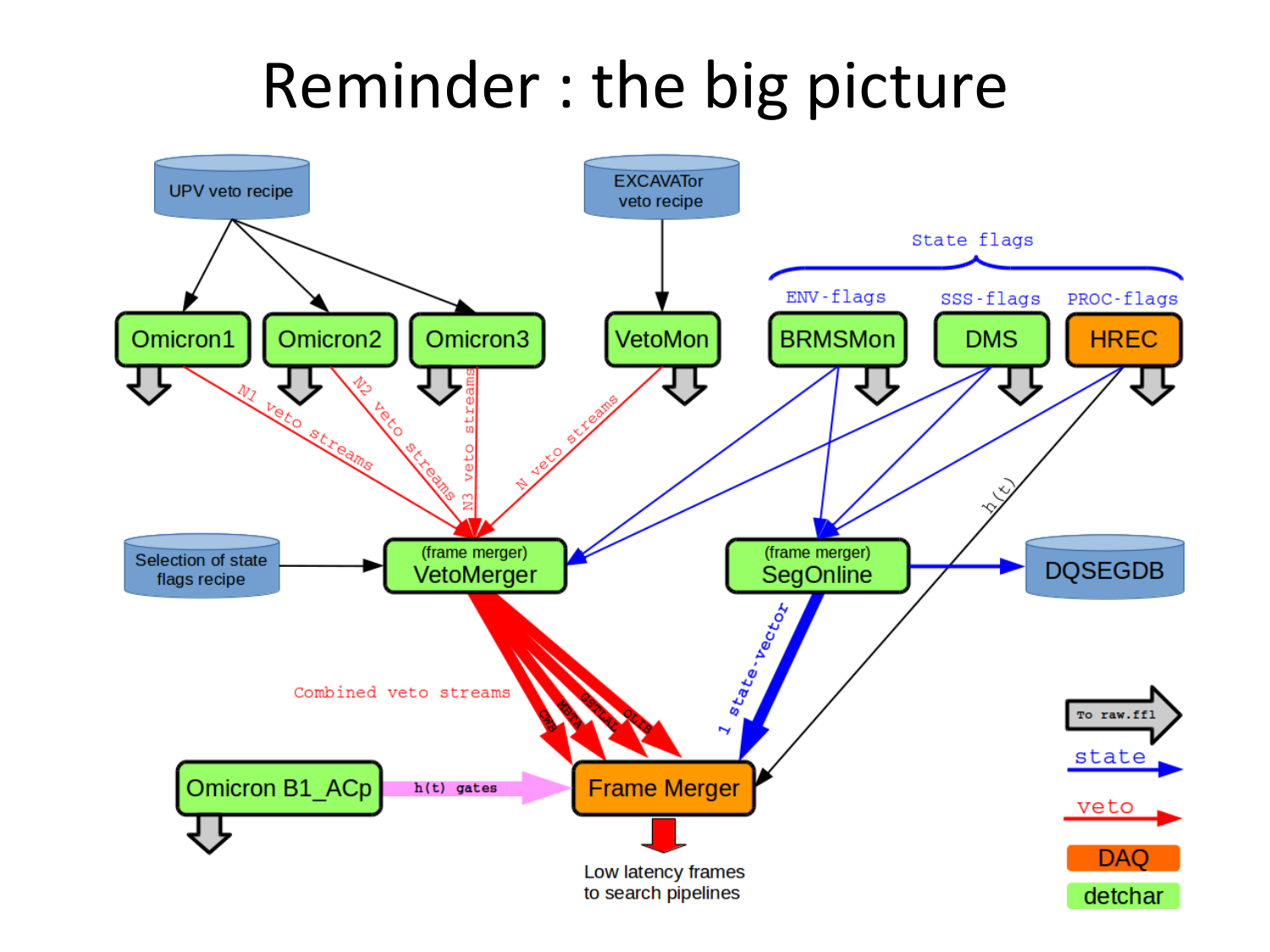# Reminder : the big picture

UPV veto recipe

EXCAVATor veto recipe

State flags

ENV-flags

SSS-flags

PROC-flags

Omicron1

Omicron2

Omicron3

VetoMon

BRMSMon

DMS

HREC

N1 veto streams

N2 veto streams

N3 veto streams

N veto streams

h(t)

Selection of state flags recipe

(frame merger) VetoMerger

(frame merger) SegOnline

DQSEGDB

Combined veto streams

CWB

MBTA

GSTLAL

OLIB

1 state-vector

Omicron B1_ACp

h(t) gates

Frame Merger

Low latency frames to search pipelines

To raw.ffl

state

veto

DAQ

detchar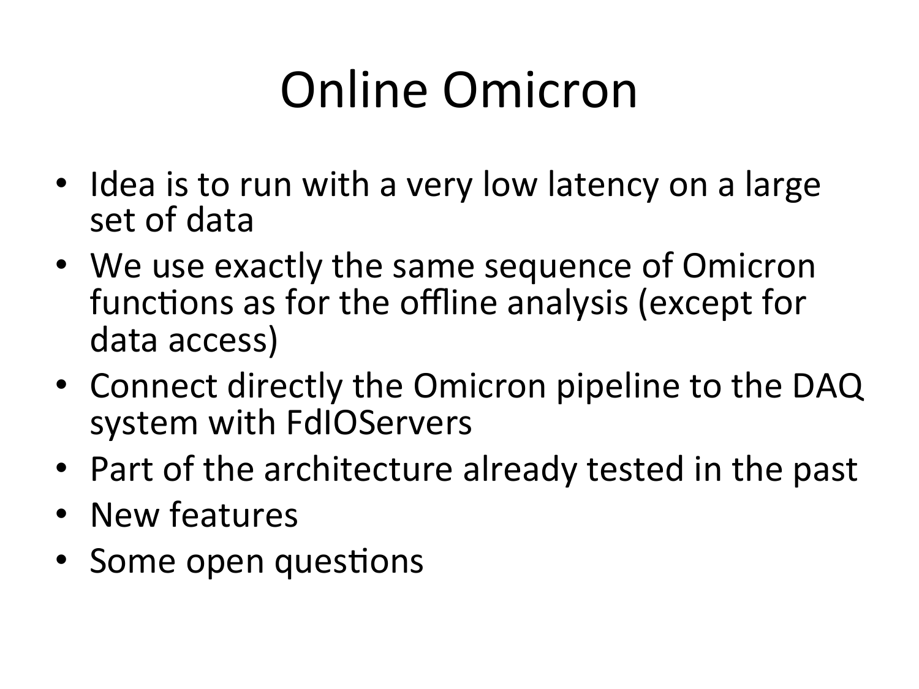# Online Omicron

- Idea is to run with a very low latency on a large set of data
- We use exactly the same sequence of Omicron functions as for the offline analysis (except for data access)
- Connect directly the Omicron pipeline to the DAQ system with FdIOServers
- Part of the architecture already tested in the past
- New features
- Some open questions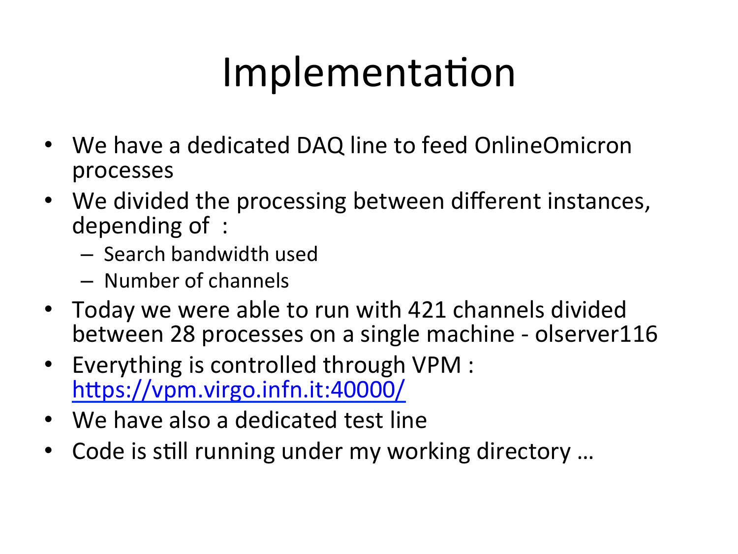# Implementation

- We have a dedicated DAQ line to feed OnlineOmicron processes
- We divided the processing between different instances, depending of :
  - Search bandwidth used
  - Number of channels
- Today we were able to run with 421 channels divided between 28 processes on a single machine - olserver116
- Everything is controlled through VPM : [https://vpm.virgo.infn.it:40000/](https://vpm.virgo.infn.it:40000/)
- We have also a dedicated test line
- Code is still running under my working directory …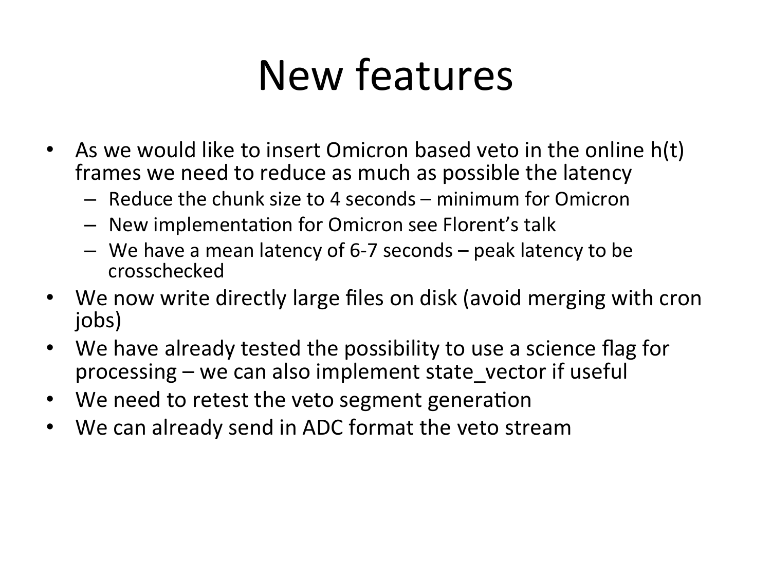# New features

- As we would like to insert Omicron based veto in the online h(t) frames we need to reduce as much as possible the latency
  - Reduce the chunk size to 4 seconds – minimum for Omicron
  - New implementation for Omicron see Florent's talk
  - We have a mean latency of 6-7 seconds – peak latency to be crosschecked
- We now write directly large files on disk (avoid merging with cron jobs)
- We have already tested the possibility to use a science flag for processing – we can also implement state_vector if useful
- We need to retest the veto segment generation
- We can already send in ADC format the veto stream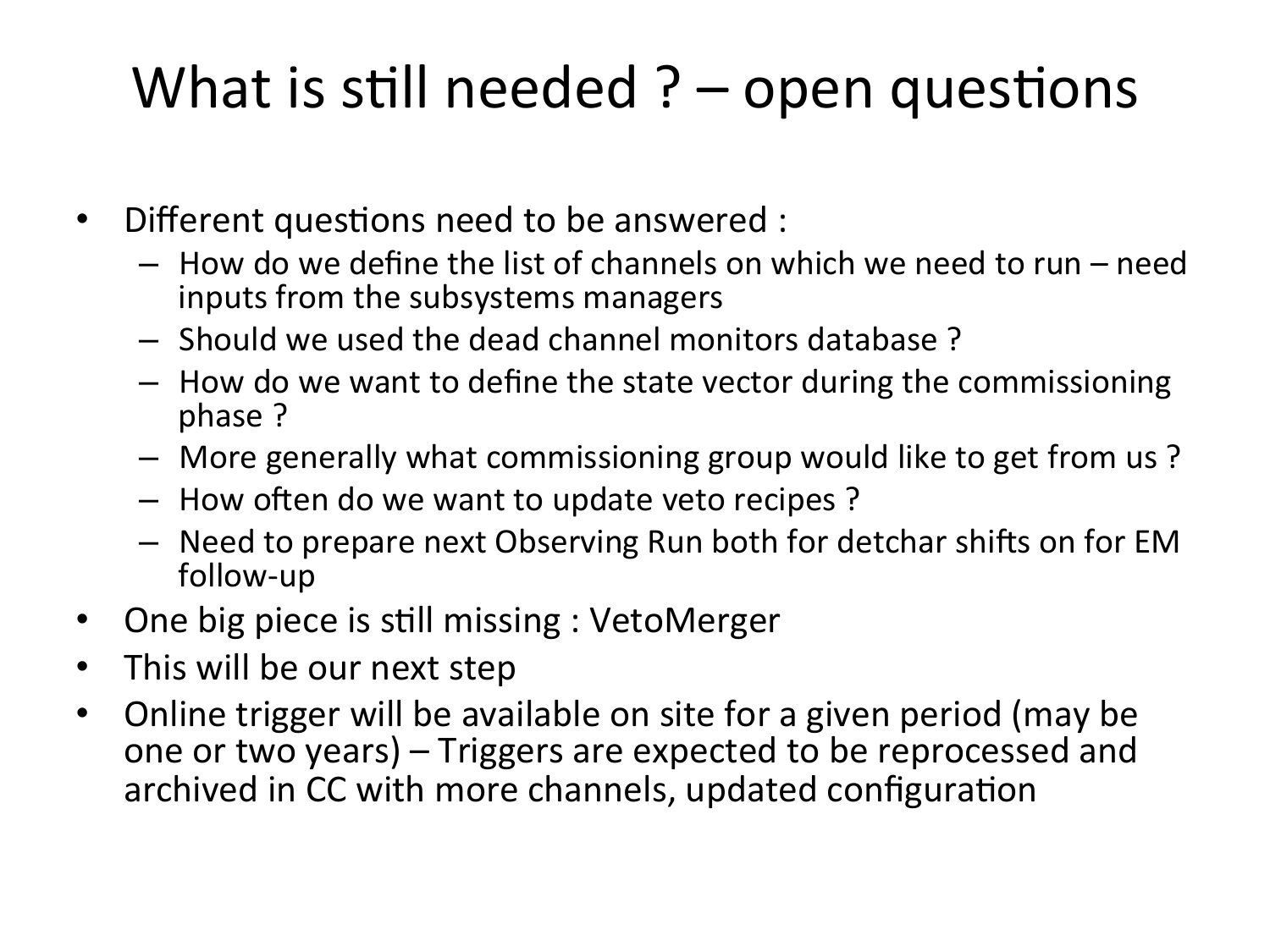# What is still needed ? – open questions

- Different questions need to be answered :
  - How do we define the list of channels on which we need to run – need inputs from the subsystems managers
  - Should we used the dead channel monitors database ?
  - How do we want to define the state vector during the commissioning phase ?
  - More generally what commissioning group would like to get from us ?
  - How often do we want to update veto recipes ?
  - Need to prepare next Observing Run both for detchar shifts on for EM follow-up
- One big piece is still missing : VetoMerger
- This will be our next step
- Online trigger will be available on site for a given period (may be one or two years) – Triggers are expected to be reprocessed and archived in CC with more channels, updated configuration